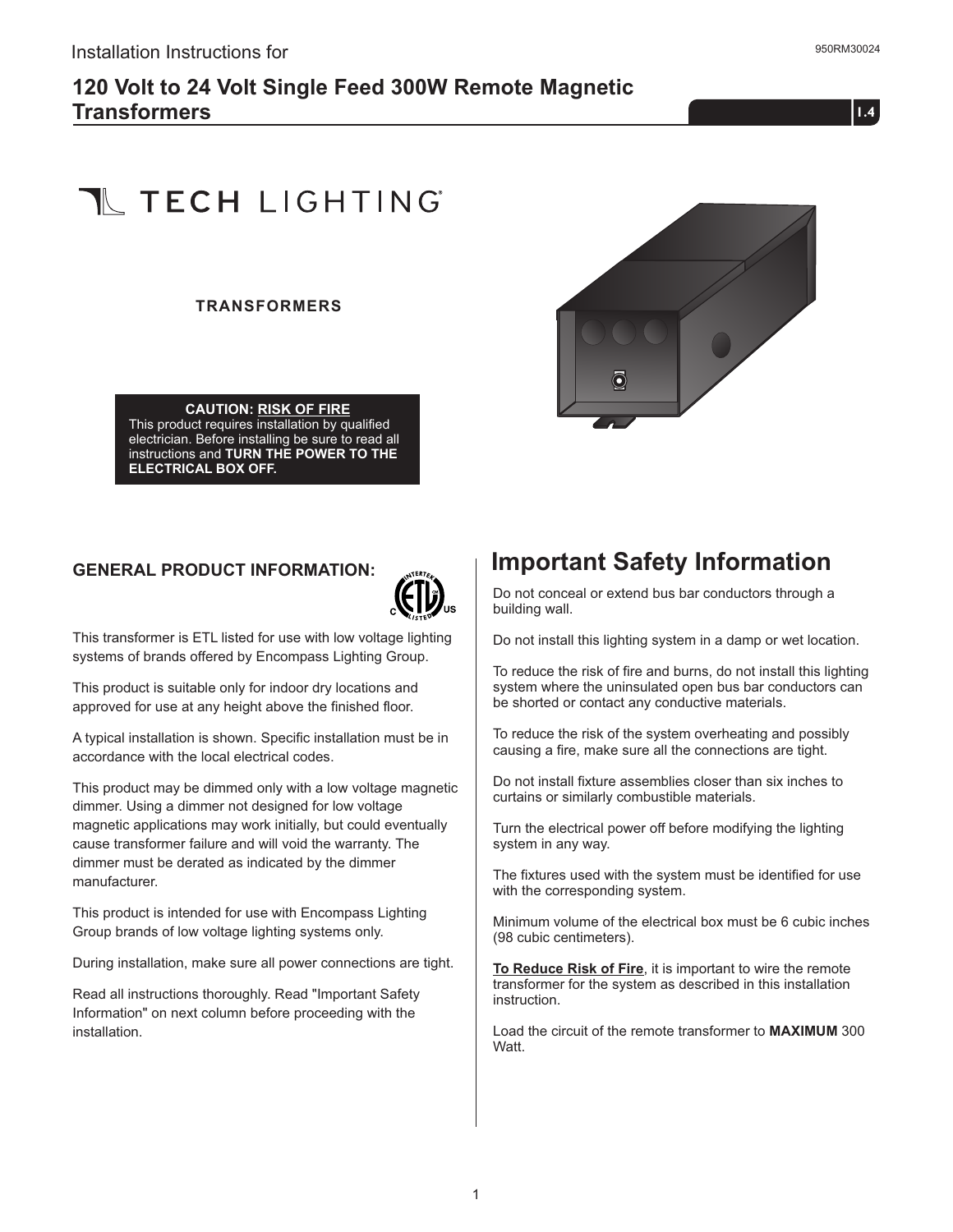Installation Instructions for

950RM30024

# 120 Volt to 24 Volt Single Feed 300W Remote Magnetic Transformers

1.4

TECH LIGHTING®

**TRANSFORMERS**

**CAUTION: RISK OF FIRE**
This product requires installation by qualified electrician. Before installing be sure to read all instructions and **TURN THE POWER TO THE ELECTRICAL BOX OFF.**

## GENERAL PRODUCT INFORMATION:

This transformer is ETL listed for use with low voltage lighting systems of brands offered by Encompass Lighting Group.

This product is suitable only for indoor dry locations and approved for use at any height above the finished floor.

A typical installation is shown. Specific installation must be in accordance with the local electrical codes.

This product may be dimmed only with a low voltage magnetic dimmer. Using a dimmer not designed for low voltage magnetic applications may work initially, but could eventually cause transformer failure and will void the warranty. The dimmer must be derated as indicated by the dimmer manufacturer.

This product is intended for use with Encompass Lighting Group brands of low voltage lighting systems only.

During installation, make sure all power connections are tight.

Read all instructions thoroughly. Read "Important Safety Information" on next column before proceeding with the installation.

## Important Safety Information

Do not conceal or extend bus bar conductors through a building wall.

Do not install this lighting system in a damp or wet location.

To reduce the risk of fire and burns, do not install this lighting system where the uninsulated open bus bar conductors can be shorted or contact any conductive materials.

To reduce the risk of the system overheating and possibly causing a fire, make sure all the connections are tight.

Do not install fixture assemblies closer than six inches to curtains or similarly combustible materials.

Turn the electrical power off before modifying the lighting system in any way.

The fixtures used with the system must be identified for use with the corresponding system.

Minimum volume of the electrical box must be 6 cubic inches (98 cubic centimeters).

**To Reduce Risk of Fire**, it is important to wire the remote transformer for the system as described in this installation instruction.

Load the circuit of the remote transformer to **MAXIMUM** 300 Watt.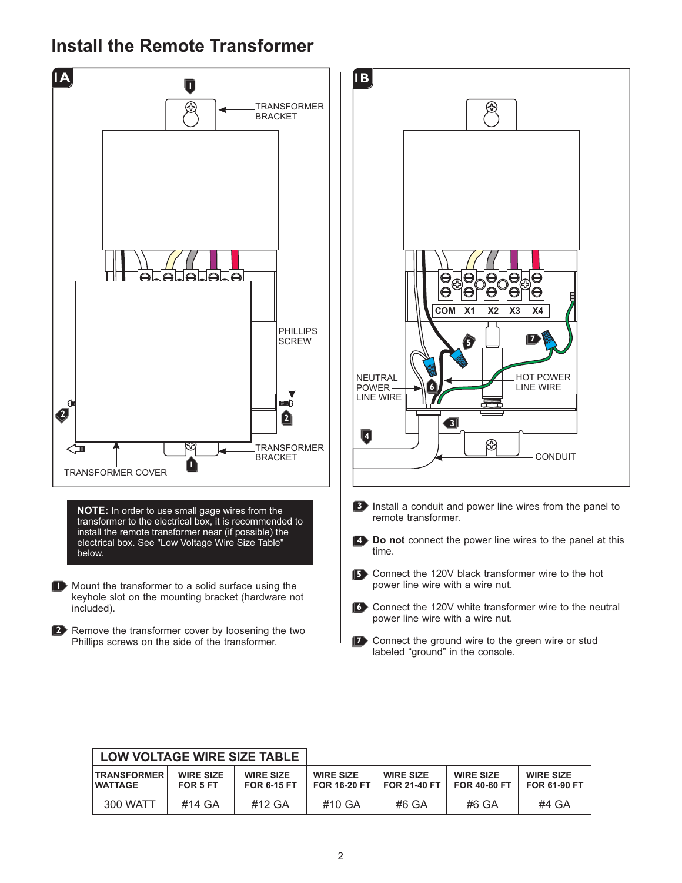# Install the Remote Transformer

**1A**

TRANSFORMER BRACKET

PHILLIPS SCREW

TRANSFORMER BRACKET

TRANSFORMER COVER

**1B**

COM X1 X2 X3 X4

NEUTRAL POWER LINE WIRE

HOT POWER LINE WIRE

CONDUIT

**NOTE:** In order to use small gage wires from the transformer to the electrical box, it is recommended to install the remote transformer near (if possible) the electrical box. See "Low Voltage Wire Size Table" below.

1. Mount the transformer to a solid surface using the keyhole slot on the mounting bracket (hardware not included).
2. Remove the transformer cover by loosening the two Phillips screws on the side of the transformer.
3. Install a conduit and power line wires from the panel to remote transformer.
4. **Do not** connect the power line wires to the panel at this time.
5. Connect the 120V black transformer wire to the hot power line wire with a wire nut.
6. Connect the 120V white transformer wire to the neutral power line wire with a wire nut.
7. Connect the ground wire to the green wire or stud labeled “ground” in the console.

**LOW VOLTAGE WIRE SIZE TABLE**

| TRANSFORMER WATTAGE | WIRE SIZE FOR 5 FT | WIRE SIZE FOR 6-15 FT | WIRE SIZE FOR 16-20 FT | WIRE SIZE FOR 21-40 FT | WIRE SIZE FOR 40-60 FT | WIRE SIZE FOR 61-90 FT |
|---|---|---|---|---|---|---|
| 300 WATT | #14 GA | #12 GA | #10 GA | #6 GA | #6 GA | #4 GA |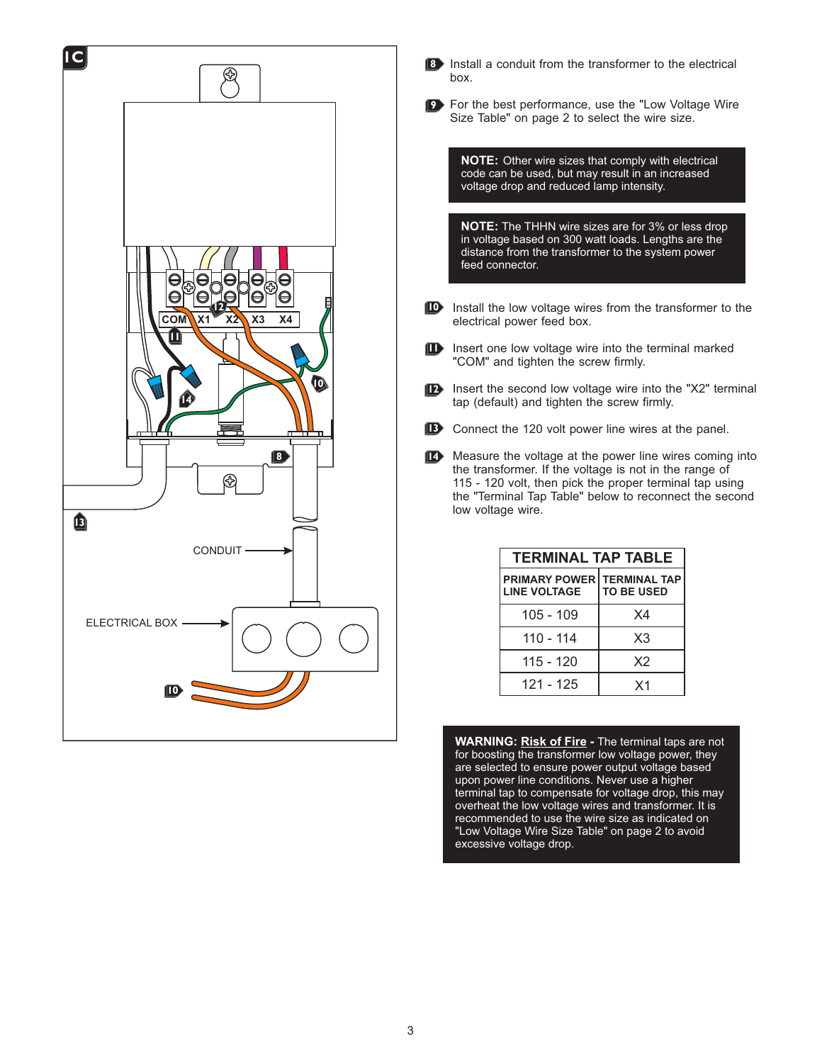1C

COM X1 X2 X3 X4

CONDUIT

ELECTRICAL BOX

8. Install a conduit from the transformer to the electrical box.

9. For the best performance, use the "Low Voltage Wire Size Table" on page 2 to select the wire size.

> **NOTE:** Other wire sizes that comply with electrical code can be used, but may result in an increased voltage drop and reduced lamp intensity.

> **NOTE:** The THHN wire sizes are for 3% or less drop in voltage based on 300 watt loads. Lengths are the distance from the transformer to the system power feed connector.

10. Install the low voltage wires from the transformer to the electrical power feed box.

11. Insert one low voltage wire into the terminal marked "COM" and tighten the screw firmly.

12. Insert the second low voltage wire into the "X2" terminal tap (default) and tighten the screw firmly.

13. Connect the 120 volt power line wires at the panel.

14. Measure the voltage at the power line wires coming into the transformer. If the voltage is not in the range of 115 - 120 volt, then pick the proper terminal tap using the "Terminal Tap Table" below to reconnect the second low voltage wire.

**TERMINAL TAP TABLE**

| PRIMARY POWER LINE VOLTAGE | TERMINAL TAP TO BE USED |
|---|---|
| 105 - 109 | X4 |
| 110 - 114 | X3 |
| 115 - 120 | X2 |
| 121 - 125 | X1 |

> **WARNING: Risk of Fire -** The terminal taps are not for boosting the transformer low voltage power, they are selected to ensure power output voltage based upon power line conditions. Never use a higher terminal tap to compensate for voltage drop, this may overheat the low voltage wires and transformer. It is recommended to use the wire size as indicated on "Low Voltage Wire Size Table" on page 2 to avoid excessive voltage drop.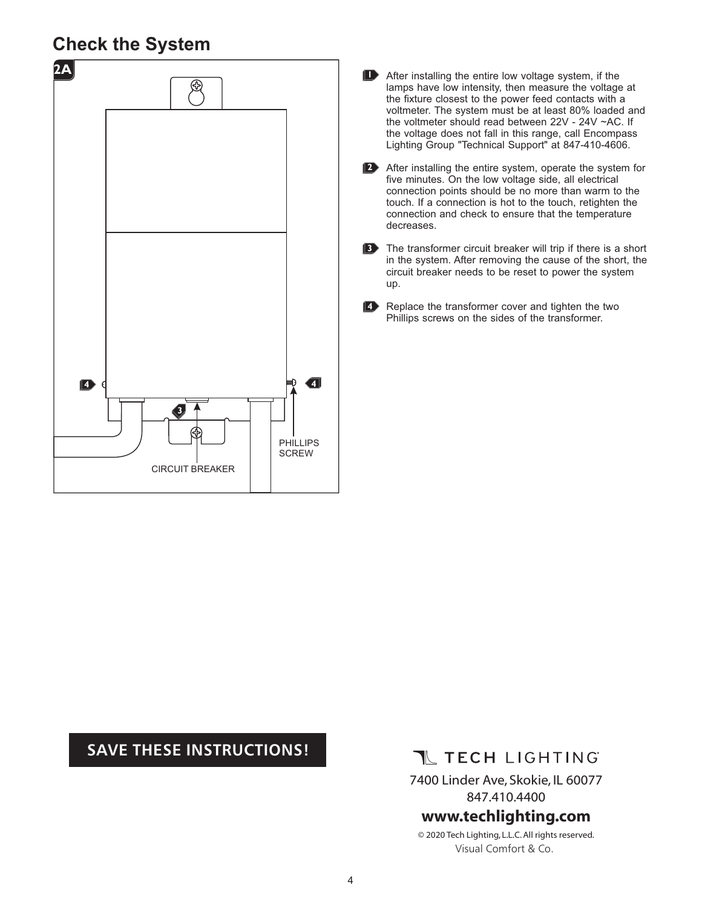## Check the System

2A

4

3

4

PHILLIPS SCREW

CIRCUIT BREAKER

1. After installing the entire low voltage system, if the lamps have low intensity, then measure the voltage at the fixture closest to the power feed contacts with a voltmeter. The system must be at least 80% loaded and the voltmeter should read between 22V - 24V ~AC. If the voltage does not fall in this range, call Encompass Lighting Group "Technical Support" at 847-410-4606.

2. After installing the entire system, operate the system for five minutes. On the low voltage side, all electrical connection points should be no more than warm to the touch. If a connection is hot to the touch, retighten the connection and check to ensure that the temperature decreases.

3. The transformer circuit breaker will trip if there is a short in the system. After removing the cause of the short, the circuit breaker needs to be reset to power the system up.

4. Replace the transformer cover and tighten the two Phillips screws on the sides of the transformer.

**SAVE THESE INSTRUCTIONS!**

TECH LIGHTING

7400 Linder Ave, Skokie, IL 60077

847.410.4400

**www.techlighting.com**

© 2020 Tech Lighting, L.L.C. All rights reserved.

Visual Comfort & Co.